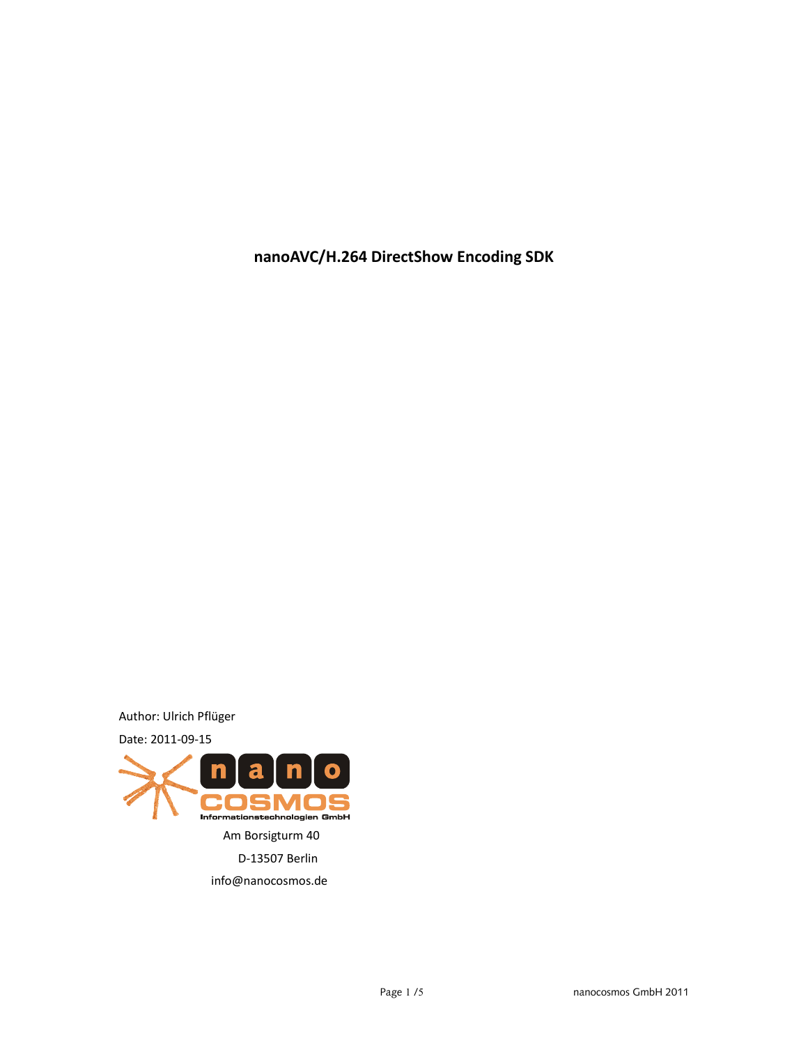# nanoAVC/H.264 DirectShow Encoding SDK

Author: Ulrich Pflüger

Date: 2011-09-15

nano COSMOS Informationstechnologien GmbH

Am Borsigturm 40

D-13507 Berlin

info@nanocosmos.de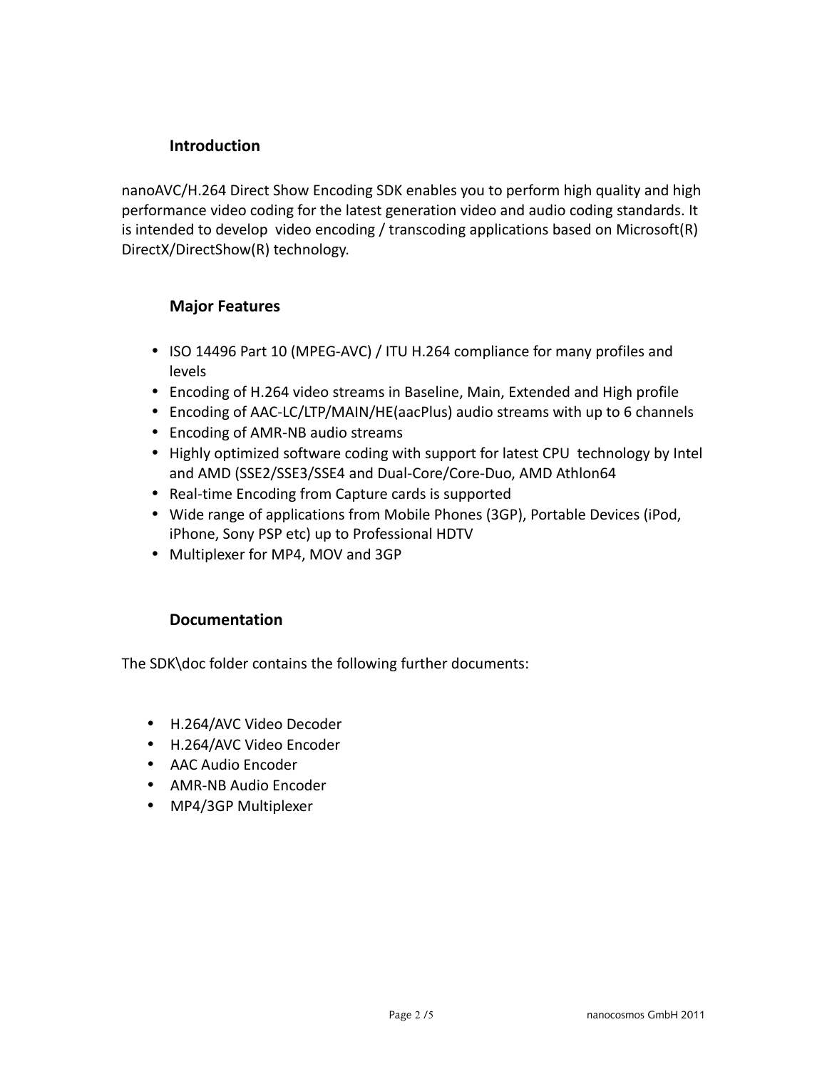## Introduction

nanoAVC/H.264 Direct Show Encoding SDK enables you to perform high quality and high performance video coding for the latest generation video and audio coding standards. It is intended to develop video encoding / transcoding applications based on Microsoft(R) DirectX/DirectShow(R) technology.

## Major Features

- ISO 14496 Part 10 (MPEG-AVC) / ITU H.264 compliance for many profiles and levels
- Encoding of H.264 video streams in Baseline, Main, Extended and High profile
- Encoding of AAC-LC/LTP/MAIN/HE(aacPlus) audio streams with up to 6 channels
- Encoding of AMR-NB audio streams
- Highly optimized software coding with support for latest CPU technology by Intel and AMD (SSE2/SSE3/SSE4 and Dual-Core/Core-Duo, AMD Athlon64
- Real-time Encoding from Capture cards is supported
- Wide range of applications from Mobile Phones (3GP), Portable Devices (iPod, iPhone, Sony PSP etc) up to Professional HDTV
- Multiplexer for MP4, MOV and 3GP

## Documentation

The SDK\doc folder contains the following further documents:

- H.264/AVC Video Decoder
- H.264/AVC Video Encoder
- AAC Audio Encoder
- AMR-NB Audio Encoder
- MP4/3GP Multiplexer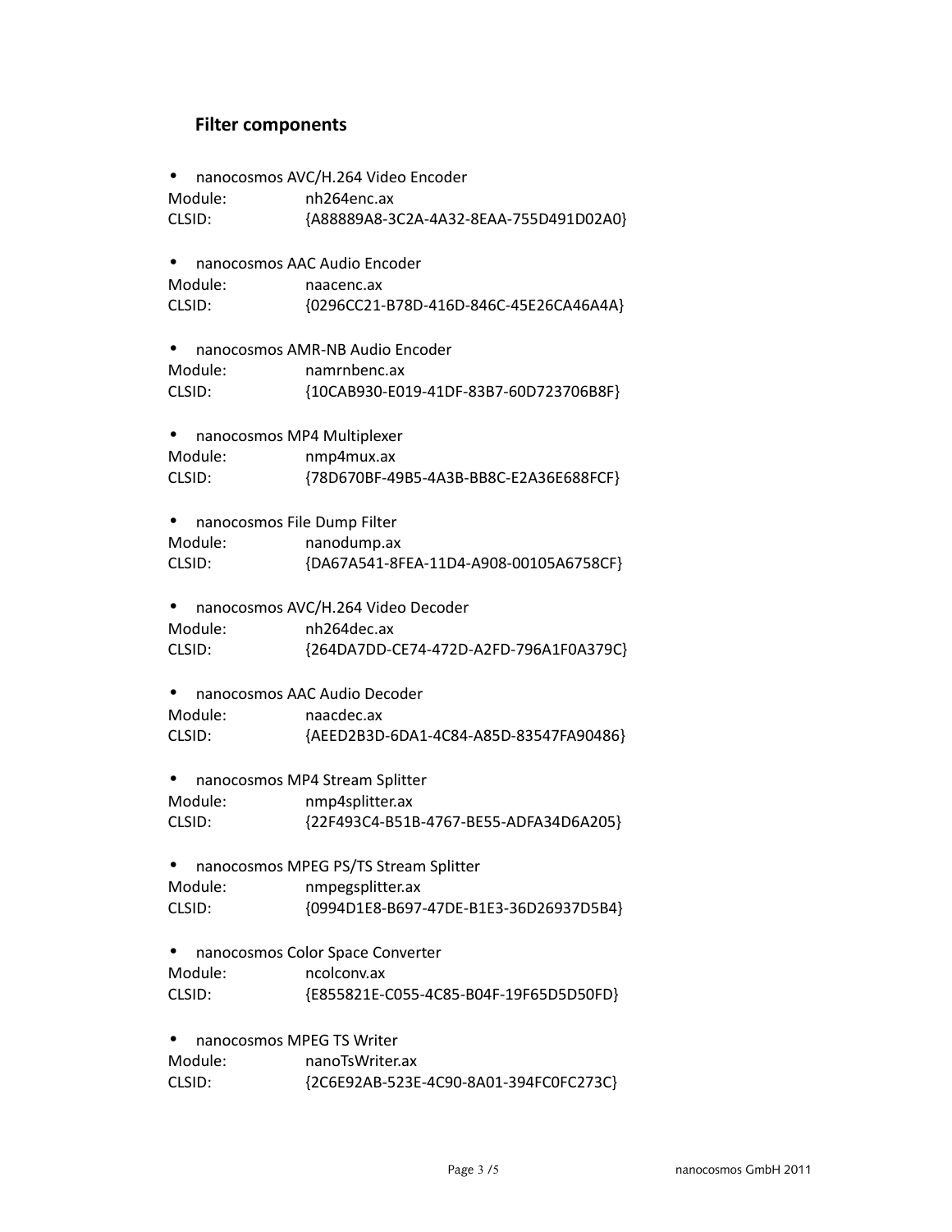## Filter components

- nanocosmos AVC/H.264 Video Encoder

Module: nh264enc.ax
CLSID: {A88889A8-3C2A-4A32-8EAA-755D491D02A0}

- nanocosmos AAC Audio Encoder

Module: naacenc.ax
CLSID: {0296CC21-B78D-416D-846C-45E26CA46A4A}

- nanocosmos AMR-NB Audio Encoder

Module: namrnbenc.ax
CLSID: {10CAB930-E019-41DF-83B7-60D723706B8F}

- nanocosmos MP4 Multiplexer

Module: nmp4mux.ax
CLSID: {78D670BF-49B5-4A3B-BB8C-E2A36E688FCF}

- nanocosmos File Dump Filter

Module: nanodump.ax
CLSID: {DA67A541-8FEA-11D4-A908-00105A6758CF}

- nanocosmos AVC/H.264 Video Decoder

Module: nh264dec.ax
CLSID: {264DA7DD-CE74-472D-A2FD-796A1F0A379C}

- nanocosmos AAC Audio Decoder

Module: naacdec.ax
CLSID: {AEED2B3D-6DA1-4C84-A85D-83547FA90486}

- nanocosmos MP4 Stream Splitter

Module: nmp4splitter.ax
CLSID: {22F493C4-B51B-4767-BE55-ADFA34D6A205}

- nanocosmos MPEG PS/TS Stream Splitter

Module: nmpegsplitter.ax
CLSID: {0994D1E8-B697-47DE-B1E3-36D26937D5B4}

- nanocosmos Color Space Converter

Module: ncolconv.ax
CLSID: {E855821E-C055-4C85-B04F-19F65D5D50FD}

- nanocosmos MPEG TS Writer

Module: nanoTsWriter.ax
CLSID: {2C6E92AB-523E-4C90-8A01-394FC0FC273C}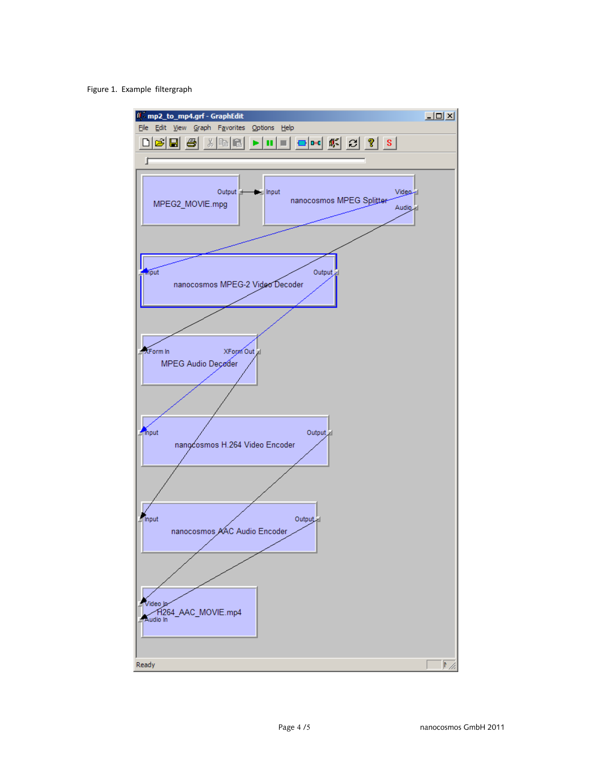Figure 1. Example filtergraph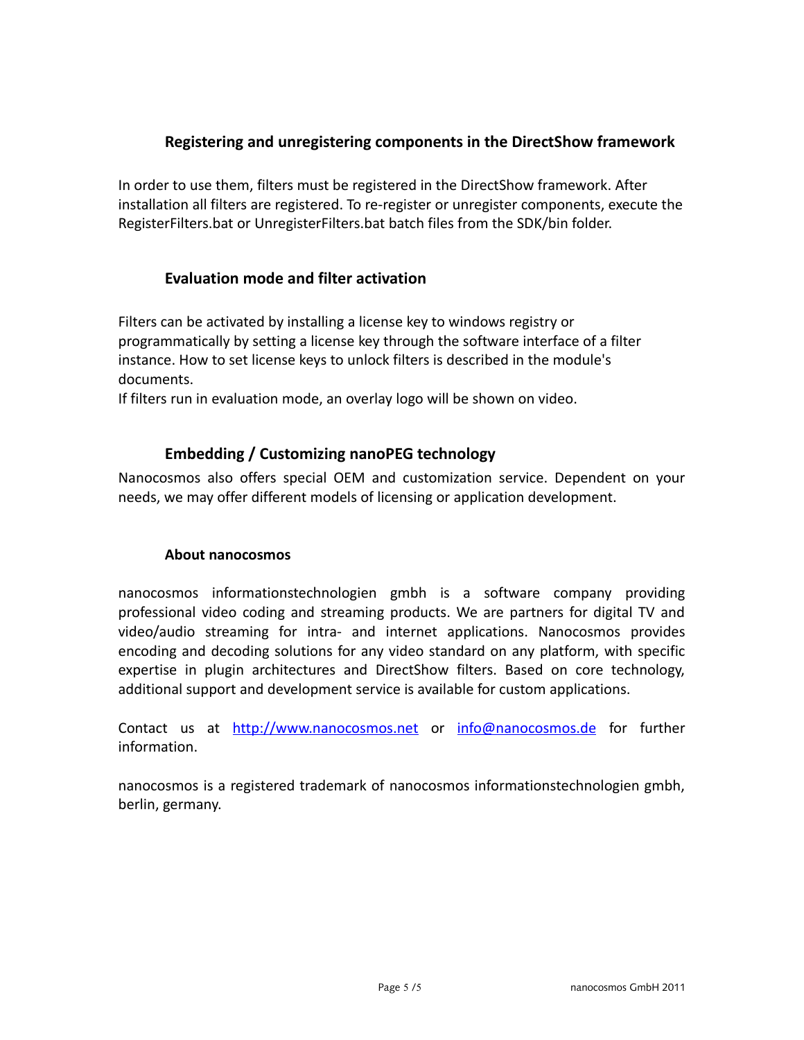## Registering and unregistering components in the DirectShow framework

In order to use them, filters must be registered in the DirectShow framework. After installation all filters are registered. To re-register or unregister components, execute the RegisterFilters.bat or UnregisterFilters.bat batch files from the SDK/bin folder.

## Evaluation mode and filter activation

Filters can be activated by installing a license key to windows registry or programmatically by setting a license key through the software interface of a filter instance. How to set license keys to unlock filters is described in the module's documents.

If filters run in evaluation mode, an overlay logo will be shown on video.

## Embedding / Customizing nanoPEG technology

Nanocosmos also offers special OEM and customization service. Dependent on your needs, we may offer different models of licensing or application development.

### About nanocosmos

nanocosmos informationstechnologien gmbh is a software company providing professional video coding and streaming products. We are partners for digital TV and video/audio streaming for intra- and internet applications. Nanocosmos provides encoding and decoding solutions for any video standard on any platform, with specific expertise in plugin architectures and DirectShow filters. Based on core technology, additional support and development service is available for custom applications.

Contact us at [http://www.nanocosmos.net](http://www.nanocosmos.net) or [info@nanocosmos.de](mailto:info@nanocosmos.de) for further information.

nanocosmos is a registered trademark of nanocosmos informationstechnologien gmbh, berlin, germany.